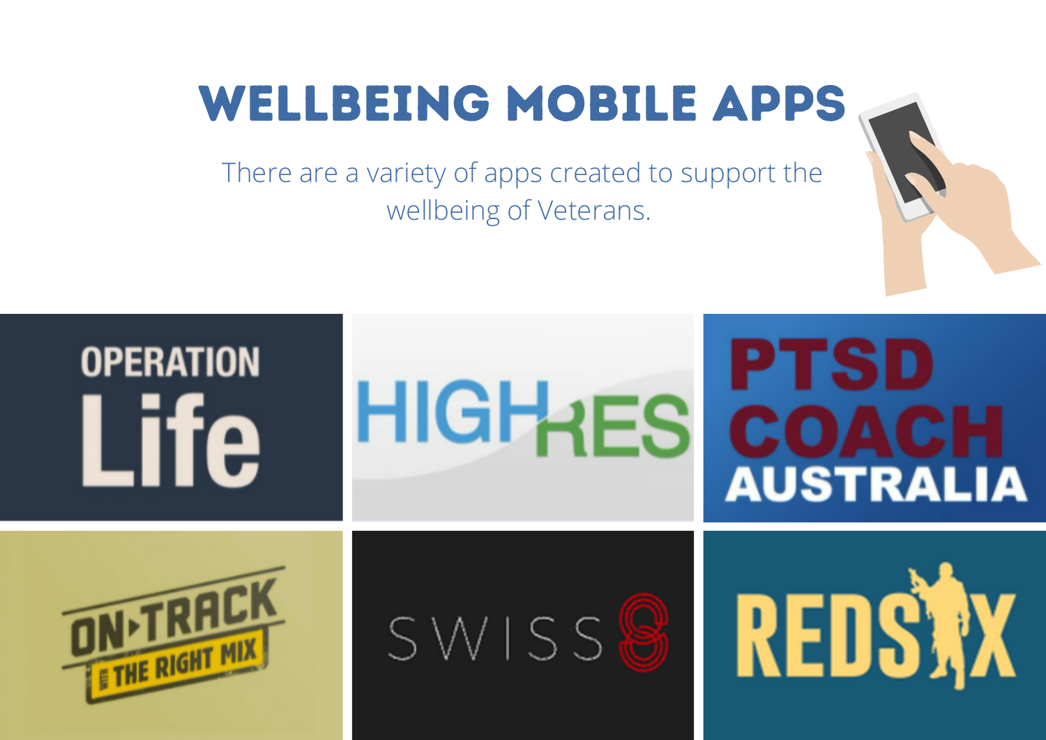# WELLBEING MOBILE APPS

There are a variety of apps created to support the wellbeing of Veterans.

OPERATION Life

HIGHRES

PTSD COACH AUSTRALIA

ON TRACK WITH THE RIGHT MIX

SWISS8

REDSIX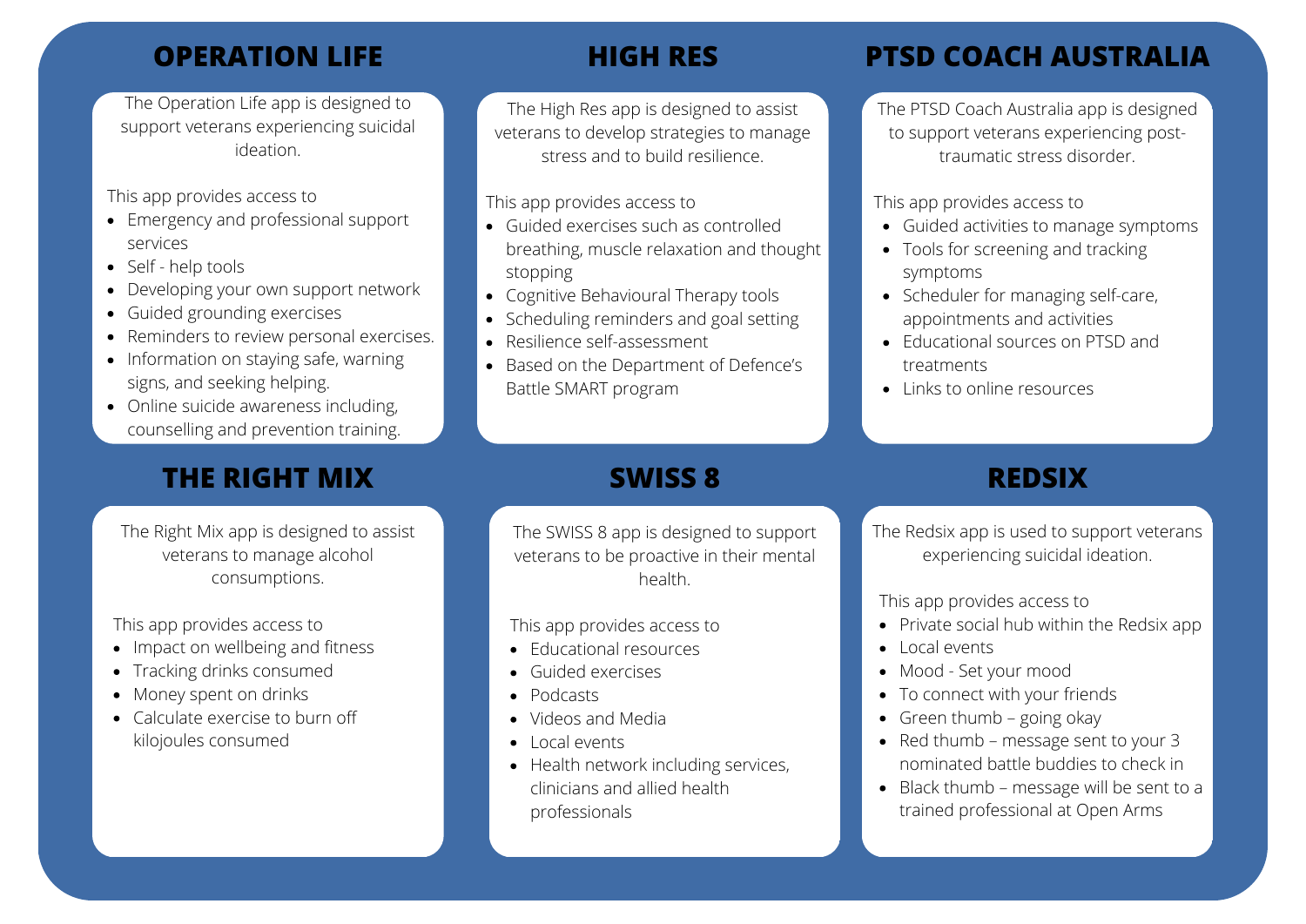## OPERATION LIFE

The Operation Life app is designed to support veterans experiencing suicidal ideation.

This app provides access to

- Emergency and professional support services
- Self - help tools
- Developing your own support network
- Guided grounding exercises
- Reminders to review personal exercises.
- Information on staying safe, warning signs, and seeking helping.
- Online suicide awareness including, counselling and prevention training.

## HIGH RES

The High Res app is designed to assist veterans to develop strategies to manage stress and to build resilience.

This app provides access to

- Guided exercises such as controlled breathing, muscle relaxation and thought stopping
- Cognitive Behavioural Therapy tools
- Scheduling reminders and goal setting
- Resilience self-assessment
- Based on the Department of Defence's Battle SMART program

## PTSD COACH AUSTRALIA

The PTSD Coach Australia app is designed to support veterans experiencing post-traumatic stress disorder.

This app provides access to

- Guided activities to manage symptoms
- Tools for screening and tracking symptoms
- Scheduler for managing self-care, appointments and activities
- Educational sources on PTSD and treatments
- Links to online resources

## THE RIGHT MIX

The Right Mix app is designed to assist veterans to manage alcohol consumptions.

This app provides access to

- Impact on wellbeing and fitness
- Tracking drinks consumed
- Money spent on drinks
- Calculate exercise to burn off kilojoules consumed

## SWISS 8

The SWISS 8 app is designed to support veterans to be proactive in their mental health.

This app provides access to

- Educational resources
- Guided exercises
- Podcasts
- Videos and Media
- Local events
- Health network including services, clinicians and allied health professionals

## REDSIX

The Redsix app is used to support veterans experiencing suicidal ideation.

This app provides access to

- Private social hub within the Redsix app
- Local events
- Mood - Set your mood
- To connect with your friends
- Green thumb – going okay
- Red thumb – message sent to your 3 nominated battle buddies to check in
- Black thumb – message will be sent to a trained professional at Open Arms